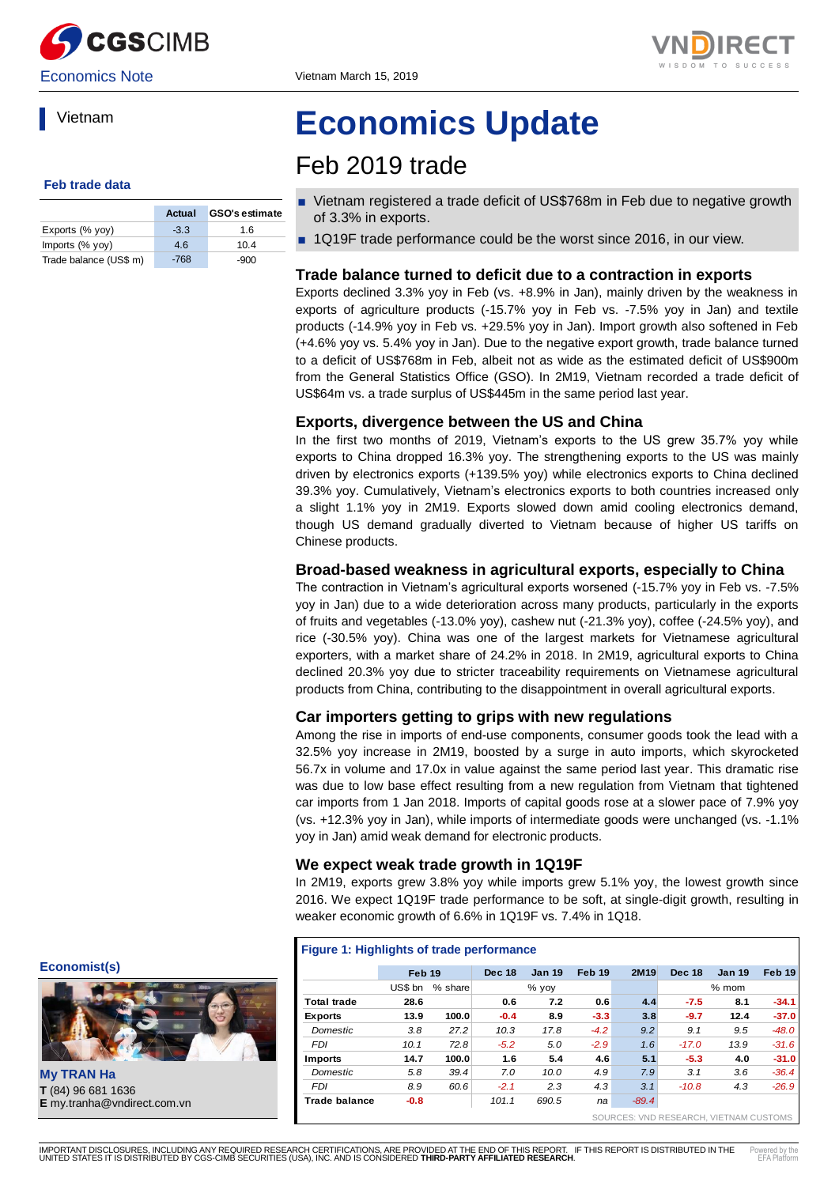Economics Note

Vietnam March 15, 2019

Vietnam

# Economics Update

## Feb 2019 trade

- Vietnam registered a trade deficit of US$768m in Feb due to negative growth of 3.3% in exports.
- 1Q19F trade performance could be the worst since 2016, in our view.

**Feb trade data**

| | Actual | GSO's estimate |
|---|---|---|
| Exports (% yoy) | -3.3 | 1.6 |
| Imports (% yoy) | 4.6 | 10.4 |
| Trade balance (US$ m) | -768 | -900 |

### Trade balance turned to deficit due to a contraction in exports

Exports declined 3.3% yoy in Feb (vs. +8.9% in Jan), mainly driven by the weakness in exports of agriculture products (-15.7% yoy in Feb vs. -7.5% yoy in Jan) and textile products (-14.9% yoy in Feb vs. +29.5% yoy in Jan). Import growth also softened in Feb (+4.6% yoy vs. 5.4% yoy in Jan). Due to the negative export growth, trade balance turned to a deficit of US$768m in Feb, albeit not as wide as the estimated deficit of US$900m from the General Statistics Office (GSO). In 2M19, Vietnam recorded a trade deficit of US$64m vs. a trade surplus of US$445m in the same period last year.

### Exports, divergence between the US and China

In the first two months of 2019, Vietnam's exports to the US grew 35.7% yoy while exports to China dropped 16.3% yoy. The strengthening exports to the US was mainly driven by electronics exports (+139.5% yoy) while electronics exports to China declined 39.3% yoy. Cumulatively, Vietnam's electronics exports to both countries increased only a slight 1.1% yoy in 2M19. Exports slowed down amid cooling electronics demand, though US demand gradually diverted to Vietnam because of higher US tariffs on Chinese products.

### Broad-based weakness in agricultural exports, especially to China

The contraction in Vietnam's agricultural exports worsened (-15.7% yoy in Feb vs. -7.5% yoy in Jan) due to a wide deterioration across many products, particularly in the exports of fruits and vegetables (-13.0% yoy), cashew nut (-21.3% yoy), coffee (-24.5% yoy), and rice (-30.5% yoy). China was one of the largest markets for Vietnamese agricultural exporters, with a market share of 24.2% in 2018. In 2M19, agricultural exports to China declined 20.3% yoy due to stricter traceability requirements on Vietnamese agricultural products from China, contributing to the disappointment in overall agricultural exports.

### Car importers getting to grips with new regulations

Among the rise in imports of end-use components, consumer goods took the lead with a 32.5% yoy increase in 2M19, boosted by a surge in auto imports, which skyrocketed 56.7x in volume and 17.0x in value against the same period last year. This dramatic rise was due to low base effect resulting from a new regulation from Vietnam that tightened car imports from 1 Jan 2018. Imports of capital goods rose at a slower pace of 7.9% yoy (vs. +12.3% yoy in Jan), while imports of intermediate goods were unchanged (vs. -1.1% yoy in Jan) amid weak demand for electronic products.

### We expect weak trade growth in 1Q19F

In 2M19, exports grew 3.8% yoy while imports grew 5.1% yoy, the lowest growth since 2016. We expect 1Q19F trade performance to be soft, at single-digit growth, resulting in weaker economic growth of 6.6% in 1Q19F vs. 7.4% in 1Q18.

**Figure 1: Highlights of trade performance**

| | Feb 19 | | Dec 18 | Jan 19 | Feb 19 | 2M19 | Dec 18 | Jan 19 | Feb 19 |
|---|---|---|---|---|---|---|---|---|---|
| | US$ bn | % share | % yoy | | | | % mom | | |
| **Total trade** | **28.6** | | **0.6** | **7.2** | **0.6** | **4.4** | **-7.5** | **8.1** | **-34.1** |
| **Exports** | **13.9** | **100.0** | **-0.4** | **8.9** | **-3.3** | **3.8** | **-9.7** | **12.4** | **-37.0** |
| *Domestic* | *3.8* | *27.2* | *10.3* | *17.8* | *-4.2* | *9.2* | *9.1* | *9.5* | *-48.0* |
| *FDI* | *10.1* | *72.8* | *-5.2* | *5.0* | *-2.9* | *1.6* | *-17.0* | *13.9* | *-31.6* |
| **Imports** | **14.7** | **100.0** | **1.6** | **5.4** | **4.6** | **5.1** | **-5.3** | **4.0** | **-31.0** |
| *Domestic* | *5.8* | *39.4* | *7.0* | *10.0* | *4.9* | *7.9* | *3.1* | *3.6* | *-36.4* |
| *FDI* | *8.9* | *60.6* | *-2.1* | *2.3* | *4.3* | *3.1* | *-10.8* | *4.3* | *-26.9* |
| **Trade balance** | **-0.8** | | *101.1* | *690.5* | *na* | *-89.4* | | | |

SOURCES: VND RESEARCH, VIETNAM CUSTOMS

**Economist(s)**

**My TRAN Ha**
**T** (84) 96 681 1636
**E** my.tranha@vndirect.com.vn

IMPORTANT DISCLOSURES, INCLUDING ANY REQUIRED RESEARCH CERTIFICATIONS, ARE PROVIDED AT THE END OF THIS REPORT. IF THIS REPORT IS DISTRIBUTED IN THE UNITED STATES IT IS DISTRIBUTED BY CGS-CIMB SECURITIES (USA), INC. AND IS CONSIDERED **THIRD-PARTY AFFILIATED RESEARCH**.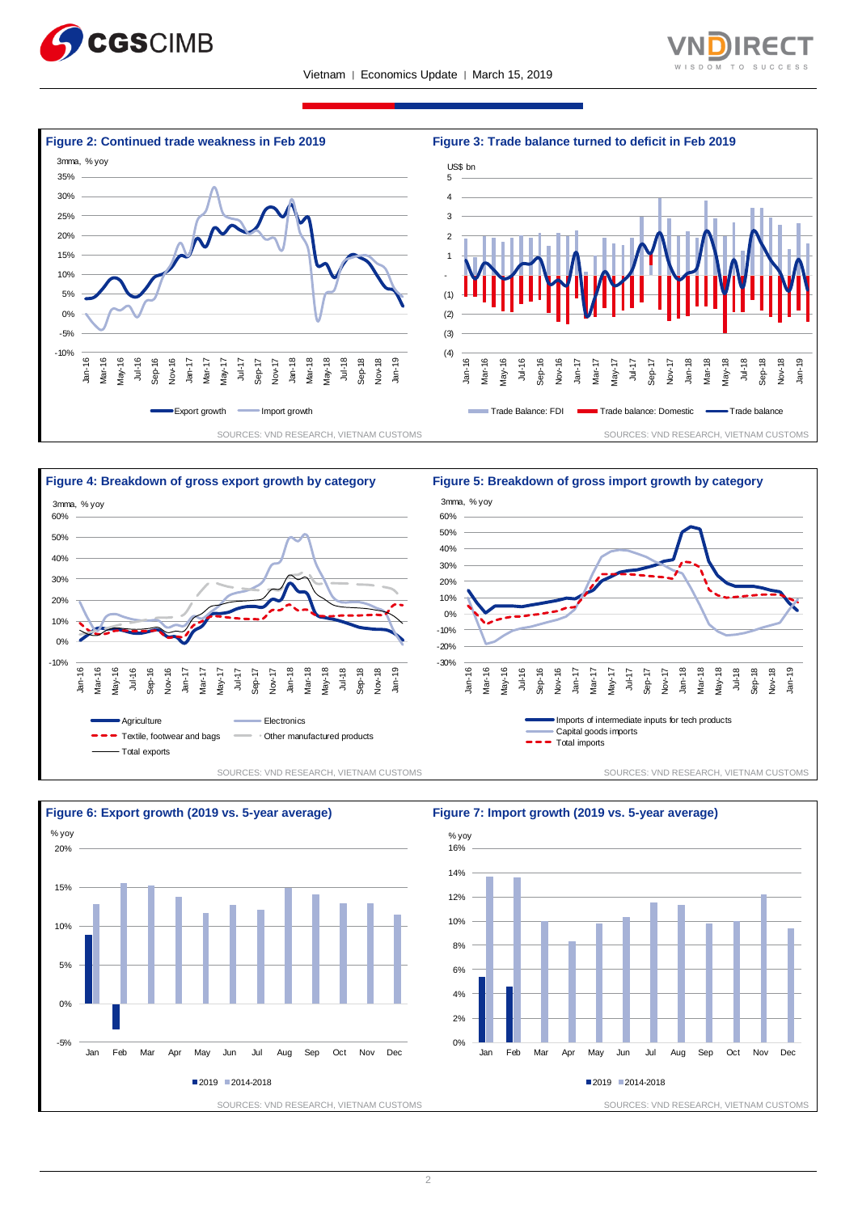**Figure 2: Continued trade weakness in Feb 2019**

3mma, % yoy

Export growth — Import growth

SOURCES: VND RESEARCH, VIETNAM CUSTOMS

**Figure 3: Trade balance turned to deficit in Feb 2019**

US$ bn

Trade Balance: FDI — Trade balance: Domestic — Trade balance

SOURCES: VND RESEARCH, VIETNAM CUSTOMS

**Figure 4: Breakdown of gross export growth by category**

3mma, % yoy

Agriculture — Electronics — Textile, footwear and bags — Other manufactured products — Total exports

SOURCES: VND RESEARCH, VIETNAM CUSTOMS

**Figure 5: Breakdown of gross import growth by category**

3mma, % yoy

Imports of intermediate inputs for tech products — Capital goods imports — Total imports

SOURCES: VND RESEARCH, VIETNAM CUSTOMS

**Figure 6: Export growth (2019 vs. 5-year average)**

% yoy

2019 — 2014-2018

SOURCES: VND RESEARCH, VIETNAM CUSTOMS

**Figure 7: Import growth (2019 vs. 5-year average)**

% yoy

2019 — 2014-2018

SOURCES: VND RESEARCH, VIETNAM CUSTOMS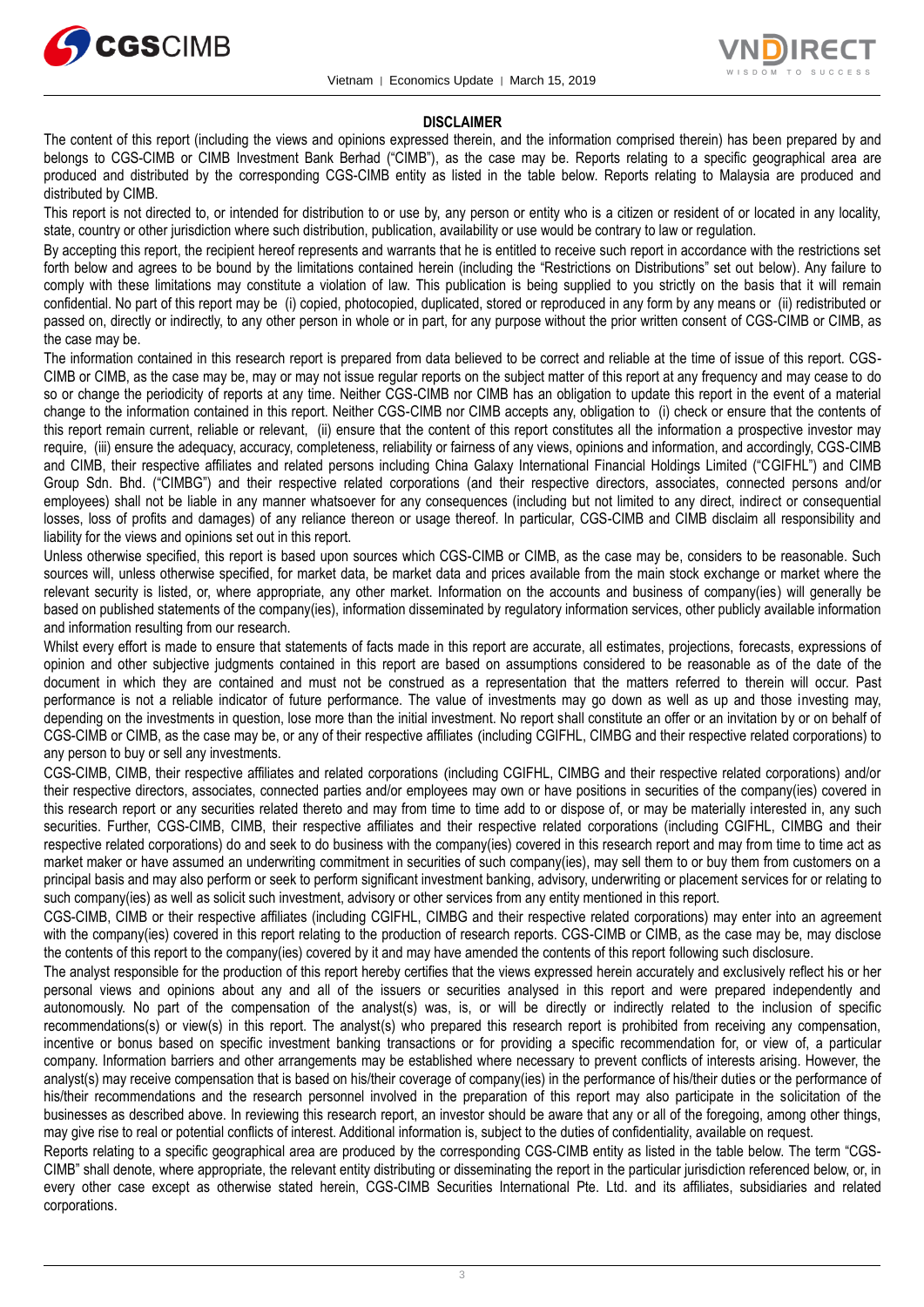## DISCLAIMER

The content of this report (including the views and opinions expressed therein, and the information comprised therein) has been prepared by and belongs to CGS-CIMB or CIMB Investment Bank Berhad ("CIMB"), as the case may be. Reports relating to a specific geographical area are produced and distributed by the corresponding CGS-CIMB entity as listed in the table below. Reports relating to Malaysia are produced and distributed by CIMB.

This report is not directed to, or intended for distribution to or use by, any person or entity who is a citizen or resident of or located in any locality, state, country or other jurisdiction where such distribution, publication, availability or use would be contrary to law or regulation.

By accepting this report, the recipient hereof represents and warrants that he is entitled to receive such report in accordance with the restrictions set forth below and agrees to be bound by the limitations contained herein (including the "Restrictions on Distributions" set out below). Any failure to comply with these limitations may constitute a violation of law. This publication is being supplied to you strictly on the basis that it will remain confidential. No part of this report may be (i) copied, photocopied, duplicated, stored or reproduced in any form by any means or (ii) redistributed or passed on, directly or indirectly, to any other person in whole or in part, for any purpose without the prior written consent of CGS-CIMB or CIMB, as the case may be.

The information contained in this research report is prepared from data believed to be correct and reliable at the time of issue of this report. CGS-CIMB or CIMB, as the case may be, may or may not issue regular reports on the subject matter of this report at any frequency and may cease to do so or change the periodicity of reports at any time. Neither CGS-CIMB nor CIMB has an obligation to update this report in the event of a material change to the information contained in this report. Neither CGS-CIMB nor CIMB accepts any, obligation to (i) check or ensure that the contents of this report remain current, reliable or relevant, (ii) ensure that the content of this report constitutes all the information a prospective investor may require, (iii) ensure the adequacy, accuracy, completeness, reliability or fairness of any views, opinions and information, and accordingly, CGS-CIMB and CIMB, their respective affiliates and related persons including China Galaxy International Financial Holdings Limited ("CGIFHL") and CIMB Group Sdn. Bhd. ("CIMBG") and their respective related corporations (and their respective directors, associates, connected persons and/or employees) shall not be liable in any manner whatsoever for any consequences (including but not limited to any direct, indirect or consequential losses, loss of profits and damages) of any reliance thereon or usage thereof. In particular, CGS-CIMB and CIMB disclaim all responsibility and liability for the views and opinions set out in this report.

Unless otherwise specified, this report is based upon sources which CGS-CIMB or CIMB, as the case may be, considers to be reasonable. Such sources will, unless otherwise specified, for market data, be market data and prices available from the main stock exchange or market where the relevant security is listed, or, where appropriate, any other market. Information on the accounts and business of company(ies) will generally be based on published statements of the company(ies), information disseminated by regulatory information services, other publicly available information and information resulting from our research.

Whilst every effort is made to ensure that statements of facts made in this report are accurate, all estimates, projections, forecasts, expressions of opinion and other subjective judgments contained in this report are based on assumptions considered to be reasonable as of the date of the document in which they are contained and must not be construed as a representation that the matters referred to therein will occur. Past performance is not a reliable indicator of future performance. The value of investments may go down as well as up and those investing may, depending on the investments in question, lose more than the initial investment. No report shall constitute an offer or an invitation by or on behalf of CGS-CIMB or CIMB, as the case may be, or any of their respective affiliates (including CGIFHL, CIMBG and their respective related corporations) to any person to buy or sell any investments.

CGS-CIMB, CIMB, their respective affiliates and related corporations (including CGIFHL, CIMBG and their respective related corporations) and/or their respective directors, associates, connected parties and/or employees may own or have positions in securities of the company(ies) covered in this research report or any securities related thereto and may from time to time add to or dispose of, or may be materially interested in, any such securities. Further, CGS-CIMB, CIMB, their respective affiliates and their respective related corporations (including CGIFHL, CIMBG and their respective related corporations) do and seek to do business with the company(ies) covered in this research report and may from time to time act as market maker or have assumed an underwriting commitment in securities of such company(ies), may sell them to or buy them from customers on a principal basis and may also perform or seek to perform significant investment banking, advisory, underwriting or placement services for or relating to such company(ies) as well as solicit such investment, advisory or other services from any entity mentioned in this report.

CGS-CIMB, CIMB or their respective affiliates (including CGIFHL, CIMBG and their respective related corporations) may enter into an agreement with the company(ies) covered in this report relating to the production of research reports. CGS-CIMB or CIMB, as the case may be, may disclose the contents of this report to the company(ies) covered by it and may have amended the contents of this report following such disclosure.

The analyst responsible for the production of this report hereby certifies that the views expressed herein accurately and exclusively reflect his or her personal views and opinions about any and all of the issuers or securities analysed in this report and were prepared independently and autonomously. No part of the compensation of the analyst(s) was, is, or will be directly or indirectly related to the inclusion of specific recommendations(s) or view(s) in this report. The analyst(s) who prepared this research report is prohibited from receiving any compensation, incentive or bonus based on specific investment banking transactions or for providing a specific recommendation for, or view of, a particular company. Information barriers and other arrangements may be established where necessary to prevent conflicts of interests arising. However, the analyst(s) may receive compensation that is based on his/their coverage of company(ies) in the performance of his/their duties or the performance of his/their recommendations and the research personnel involved in the preparation of this report may also participate in the solicitation of the businesses as described above. In reviewing this research report, an investor should be aware that any or all of the foregoing, among other things, may give rise to real or potential conflicts of interest. Additional information is, subject to the duties of confidentiality, available on request.

Reports relating to a specific geographical area are produced by the corresponding CGS-CIMB entity as listed in the table below. The term "CGS-CIMB" shall denote, where appropriate, the relevant entity distributing or disseminating the report in the particular jurisdiction referenced below, or, in every other case except as otherwise stated herein, CGS-CIMB Securities International Pte. Ltd. and its affiliates, subsidiaries and related corporations.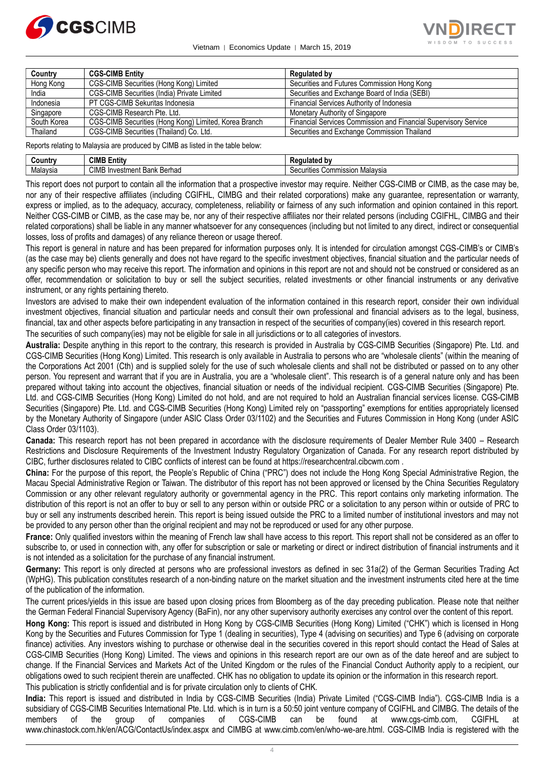| Country | CGS-CIMB Entity | Regulated by |
|---|---|---|
| Hong Kong | CGS-CIMB Securities (Hong Kong) Limited | Securities and Futures Commission Hong Kong |
| India | CGS-CIMB Securities (India) Private Limited | Securities and Exchange Board of India (SEBI) |
| Indonesia | PT CGS-CIMB Sekuritas Indonesia | Financial Services Authority of Indonesia |
| Singapore | CGS-CIMB Research Pte. Ltd. | Monetary Authority of Singapore |
| South Korea | CGS-CIMB Securities (Hong Kong) Limited, Korea Branch | Financial Services Commission and Financial Supervisory Service |
| Thailand | CGS-CIMB Securities (Thailand) Co. Ltd. | Securities and Exchange Commission Thailand |

Reports relating to Malaysia are produced by CIMB as listed in the table below:

| Country | CIMB Entity | Regulated by |
|---|---|---|
| Malaysia | CIMB Investment Bank Berhad | Securities Commission Malaysia |

This report does not purport to contain all the information that a prospective investor may require. Neither CGS-CIMB or CIMB, as the case may be, nor any of their respective affiliates (including CGIFHL, CIMBG and their related corporations) make any guarantee, representation or warranty, express or implied, as to the adequacy, accuracy, completeness, reliability or fairness of any such information and opinion contained in this report. Neither CGS-CIMB or CIMB, as the case may be, nor any of their respective affiliates nor their related persons (including CGIFHL, CIMBG and their related corporations) shall be liable in any manner whatsoever for any consequences (including but not limited to any direct, indirect or consequential losses, loss of profits and damages) of any reliance thereon or usage thereof.

This report is general in nature and has been prepared for information purposes only. It is intended for circulation amongst CGS-CIMB's or CIMB's (as the case may be) clients generally and does not have regard to the specific investment objectives, financial situation and the particular needs of any specific person who may receive this report. The information and opinions in this report are not and should not be construed or considered as an offer, recommendation or solicitation to buy or sell the subject securities, related investments or other financial instruments or any derivative instrument, or any rights pertaining thereto.

Investors are advised to make their own independent evaluation of the information contained in this research report, consider their own individual investment objectives, financial situation and particular needs and consult their own professional and financial advisers as to the legal, business, financial, tax and other aspects before participating in any transaction in respect of the securities of company(ies) covered in this research report.

The securities of such company(ies) may not be eligible for sale in all jurisdictions or to all categories of investors.

**Australia:** Despite anything in this report to the contrary, this research is provided in Australia by CGS-CIMB Securities (Singapore) Pte. Ltd. and CGS-CIMB Securities (Hong Kong) Limited. This research is only available in Australia to persons who are "wholesale clients" (within the meaning of the Corporations Act 2001 (Cth) and is supplied solely for the use of such wholesale clients and shall not be distributed or passed on to any other person. You represent and warrant that if you are in Australia, you are a "wholesale client". This research is of a general nature only and has been prepared without taking into account the objectives, financial situation or needs of the individual recipient. CGS-CIMB Securities (Singapore) Pte. Ltd. and CGS-CIMB Securities (Hong Kong) Limited do not hold, and are not required to hold an Australian financial services license. CGS-CIMB Securities (Singapore) Pte. Ltd. and CGS-CIMB Securities (Hong Kong) Limited rely on "passporting" exemptions for entities appropriately licensed by the Monetary Authority of Singapore (under ASIC Class Order 03/1102) and the Securities and Futures Commission in Hong Kong (under ASIC Class Order 03/1103).

**Canada:** This research report has not been prepared in accordance with the disclosure requirements of Dealer Member Rule 3400 – Research Restrictions and Disclosure Requirements of the Investment Industry Regulatory Organization of Canada. For any research report distributed by CIBC, further disclosures related to CIBC conflicts of interest can be found at https://researchcentral.cibcwm.com .

**China:** For the purpose of this report, the People's Republic of China ("PRC") does not include the Hong Kong Special Administrative Region, the Macau Special Administrative Region or Taiwan. The distributor of this report has not been approved or licensed by the China Securities Regulatory Commission or any other relevant regulatory authority or governmental agency in the PRC. This report contains only marketing information. The distribution of this report is not an offer to buy or sell to any person within or outside PRC or a solicitation to any person within or outside of PRC to buy or sell any instruments described herein. This report is being issued outside the PRC to a limited number of institutional investors and may not be provided to any person other than the original recipient and may not be reproduced or used for any other purpose.

**France:** Only qualified investors within the meaning of French law shall have access to this report. This report shall not be considered as an offer to subscribe to, or used in connection with, any offer for subscription or sale or marketing or direct or indirect distribution of financial instruments and it is not intended as a solicitation for the purchase of any financial instrument.

**Germany:** This report is only directed at persons who are professional investors as defined in sec 31a(2) of the German Securities Trading Act (WpHG). This publication constitutes research of a non-binding nature on the market situation and the investment instruments cited here at the time of the publication of the information.

The current prices/yields in this issue are based upon closing prices from Bloomberg as of the day preceding publication. Please note that neither the German Federal Financial Supervisory Agency (BaFin), nor any other supervisory authority exercises any control over the content of this report.

**Hong Kong:** This report is issued and distributed in Hong Kong by CGS-CIMB Securities (Hong Kong) Limited ("CHK") which is licensed in Hong Kong by the Securities and Futures Commission for Type 1 (dealing in securities), Type 4 (advising on securities) and Type 6 (advising on corporate finance) activities. Any investors wishing to purchase or otherwise deal in the securities covered in this report should contact the Head of Sales at CGS-CIMB Securities (Hong Kong) Limited. The views and opinions in this research report are our own as of the date hereof and are subject to change. If the Financial Services and Markets Act of the United Kingdom or the rules of the Financial Conduct Authority apply to a recipient, our obligations owed to such recipient therein are unaffected. CHK has no obligation to update its opinion or the information in this research report.

This publication is strictly confidential and is for private circulation only to clients of CHK.

**India:** This report is issued and distributed in India by CGS-CIMB Securities (India) Private Limited ("CGS-CIMB India"). CGS-CIMB India is a subsidiary of CGS-CIMB Securities International Pte. Ltd. which is in turn is a 50:50 joint venture company of CGIFHL and CIMBG. The details of the members of the group of companies of CGS-CIMB can be found at www.cgs-cimb.com, CGIFHL at www.chinastock.com.hk/en/ACG/ContactUs/index.aspx and CIMBG at www.cimb.com/en/who-we-are.html. CGS-CIMB India is registered with the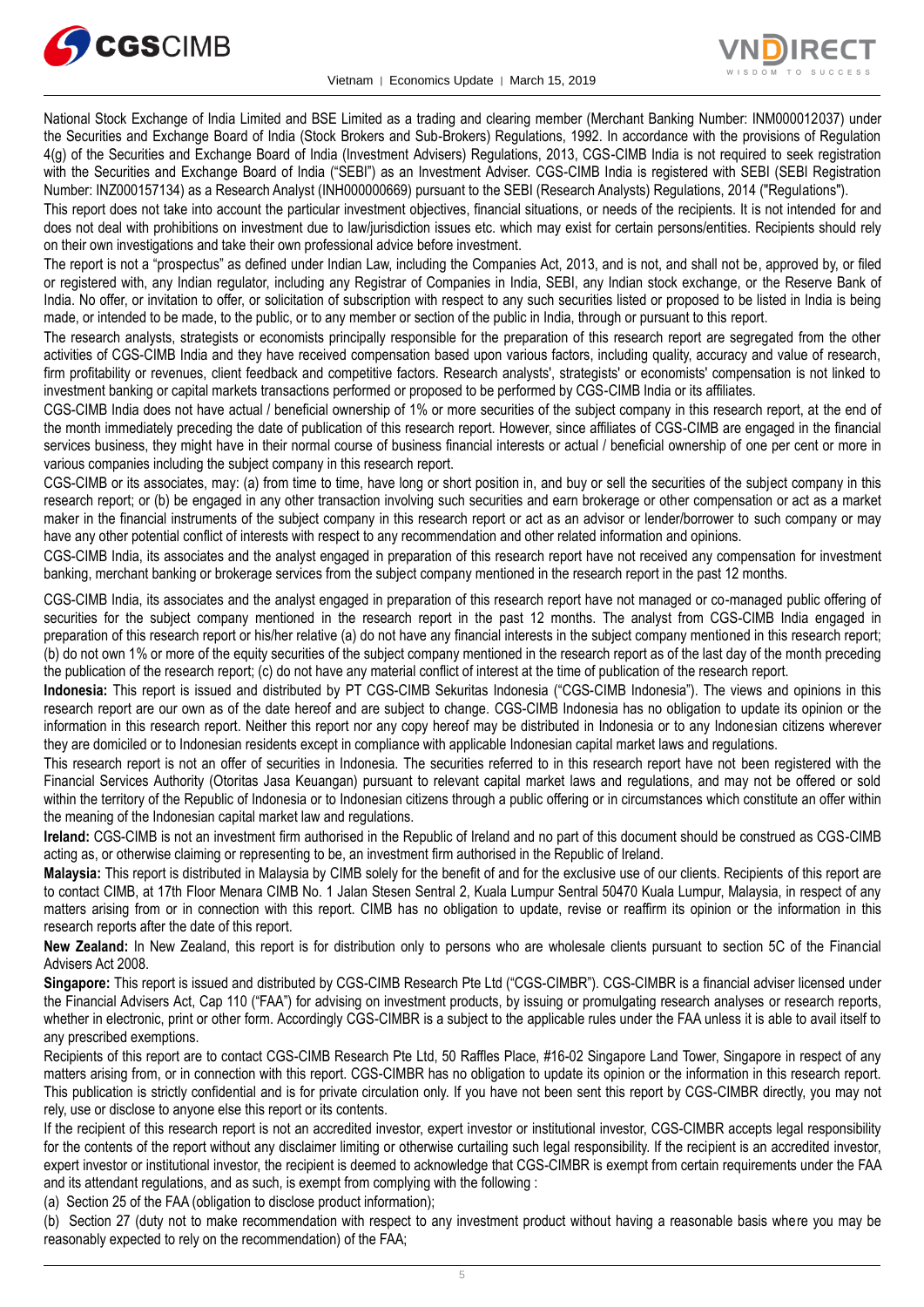National Stock Exchange of India Limited and BSE Limited as a trading and clearing member (Merchant Banking Number: INM000012037) under the Securities and Exchange Board of India (Stock Brokers and Sub-Brokers) Regulations, 1992. In accordance with the provisions of Regulation 4(g) of the Securities and Exchange Board of India (Investment Advisers) Regulations, 2013, CGS-CIMB India is not required to seek registration with the Securities and Exchange Board of India ("SEBI") as an Investment Adviser. CGS-CIMB India is registered with SEBI (SEBI Registration Number: INZ000157134) as a Research Analyst (INH000000669) pursuant to the SEBI (Research Analysts) Regulations, 2014 ("Regulations").

This report does not take into account the particular investment objectives, financial situations, or needs of the recipients. It is not intended for and does not deal with prohibitions on investment due to law/jurisdiction issues etc. which may exist for certain persons/entities. Recipients should rely on their own investigations and take their own professional advice before investment.

The report is not a "prospectus" as defined under Indian Law, including the Companies Act, 2013, and is not, and shall not be, approved by, or filed or registered with, any Indian regulator, including any Registrar of Companies in India, SEBI, any Indian stock exchange, or the Reserve Bank of India. No offer, or invitation to offer, or solicitation of subscription with respect to any such securities listed or proposed to be listed in India is being made, or intended to be made, to the public, or to any member or section of the public in India, through or pursuant to this report.

The research analysts, strategists or economists principally responsible for the preparation of this research report are segregated from the other activities of CGS-CIMB India and they have received compensation based upon various factors, including quality, accuracy and value of research, firm profitability or revenues, client feedback and competitive factors. Research analysts', strategists' or economists' compensation is not linked to investment banking or capital markets transactions performed or proposed to be performed by CGS-CIMB India or its affiliates.

CGS-CIMB India does not have actual / beneficial ownership of 1% or more securities of the subject company in this research report, at the end of the month immediately preceding the date of publication of this research report. However, since affiliates of CGS-CIMB are engaged in the financial services business, they might have in their normal course of business financial interests or actual / beneficial ownership of one per cent or more in various companies including the subject company in this research report.

CGS-CIMB or its associates, may: (a) from time to time, have long or short position in, and buy or sell the securities of the subject company in this research report; or (b) be engaged in any other transaction involving such securities and earn brokerage or other compensation or act as a market maker in the financial instruments of the subject company in this research report or act as an advisor or lender/borrower to such company or may have any other potential conflict of interests with respect to any recommendation and other related information and opinions.

CGS-CIMB India, its associates and the analyst engaged in preparation of this research report have not received any compensation for investment banking, merchant banking or brokerage services from the subject company mentioned in the research report in the past 12 months.

CGS-CIMB India, its associates and the analyst engaged in preparation of this research report have not managed or co-managed public offering of securities for the subject company mentioned in the research report in the past 12 months. The analyst from CGS-CIMB India engaged in preparation of this research report or his/her relative (a) do not have any financial interests in the subject company mentioned in this research report; (b) do not own 1% or more of the equity securities of the subject company mentioned in the research report as of the last day of the month preceding the publication of the research report; (c) do not have any material conflict of interest at the time of publication of the research report.

**Indonesia:** This report is issued and distributed by PT CGS-CIMB Sekuritas Indonesia ("CGS-CIMB Indonesia"). The views and opinions in this research report are our own as of the date hereof and are subject to change. CGS-CIMB Indonesia has no obligation to update its opinion or the information in this research report. Neither this report nor any copy hereof may be distributed in Indonesia or to any Indonesian citizens wherever they are domiciled or to Indonesian residents except in compliance with applicable Indonesian capital market laws and regulations.

This research report is not an offer of securities in Indonesia. The securities referred to in this research report have not been registered with the Financial Services Authority (Otoritas Jasa Keuangan) pursuant to relevant capital market laws and regulations, and may not be offered or sold within the territory of the Republic of Indonesia or to Indonesian citizens through a public offering or in circumstances which constitute an offer within the meaning of the Indonesian capital market law and regulations.

**Ireland:** CGS-CIMB is not an investment firm authorised in the Republic of Ireland and no part of this document should be construed as CGS-CIMB acting as, or otherwise claiming or representing to be, an investment firm authorised in the Republic of Ireland.

**Malaysia:** This report is distributed in Malaysia by CIMB solely for the benefit of and for the exclusive use of our clients. Recipients of this report are to contact CIMB, at 17th Floor Menara CIMB No. 1 Jalan Stesen Sentral 2, Kuala Lumpur Sentral 50470 Kuala Lumpur, Malaysia, in respect of any matters arising from or in connection with this report. CIMB has no obligation to update, revise or reaffirm its opinion or the information in this research reports after the date of this report.

**New Zealand:** In New Zealand, this report is for distribution only to persons who are wholesale clients pursuant to section 5C of the Financial Advisers Act 2008.

**Singapore:** This report is issued and distributed by CGS-CIMB Research Pte Ltd ("CGS-CIMBR"). CGS-CIMBR is a financial adviser licensed under the Financial Advisers Act, Cap 110 ("FAA") for advising on investment products, by issuing or promulgating research analyses or research reports, whether in electronic, print or other form. Accordingly CGS-CIMBR is a subject to the applicable rules under the FAA unless it is able to avail itself to any prescribed exemptions.

Recipients of this report are to contact CGS-CIMB Research Pte Ltd, 50 Raffles Place, #16-02 Singapore Land Tower, Singapore in respect of any matters arising from, or in connection with this report. CGS-CIMBR has no obligation to update its opinion or the information in this research report. This publication is strictly confidential and is for private circulation only. If you have not been sent this report by CGS-CIMBR directly, you may not rely, use or disclose to anyone else this report or its contents.

If the recipient of this research report is not an accredited investor, expert investor or institutional investor, CGS-CIMBR accepts legal responsibility for the contents of the report without any disclaimer limiting or otherwise curtailing such legal responsibility. If the recipient is an accredited investor, expert investor or institutional investor, the recipient is deemed to acknowledge that CGS-CIMBR is exempt from certain requirements under the FAA and its attendant regulations, and as such, is exempt from complying with the following :

(a) Section 25 of the FAA (obligation to disclose product information);

(b) Section 27 (duty not to make recommendation with respect to any investment product without having a reasonable basis where you may be reasonably expected to rely on the recommendation) of the FAA;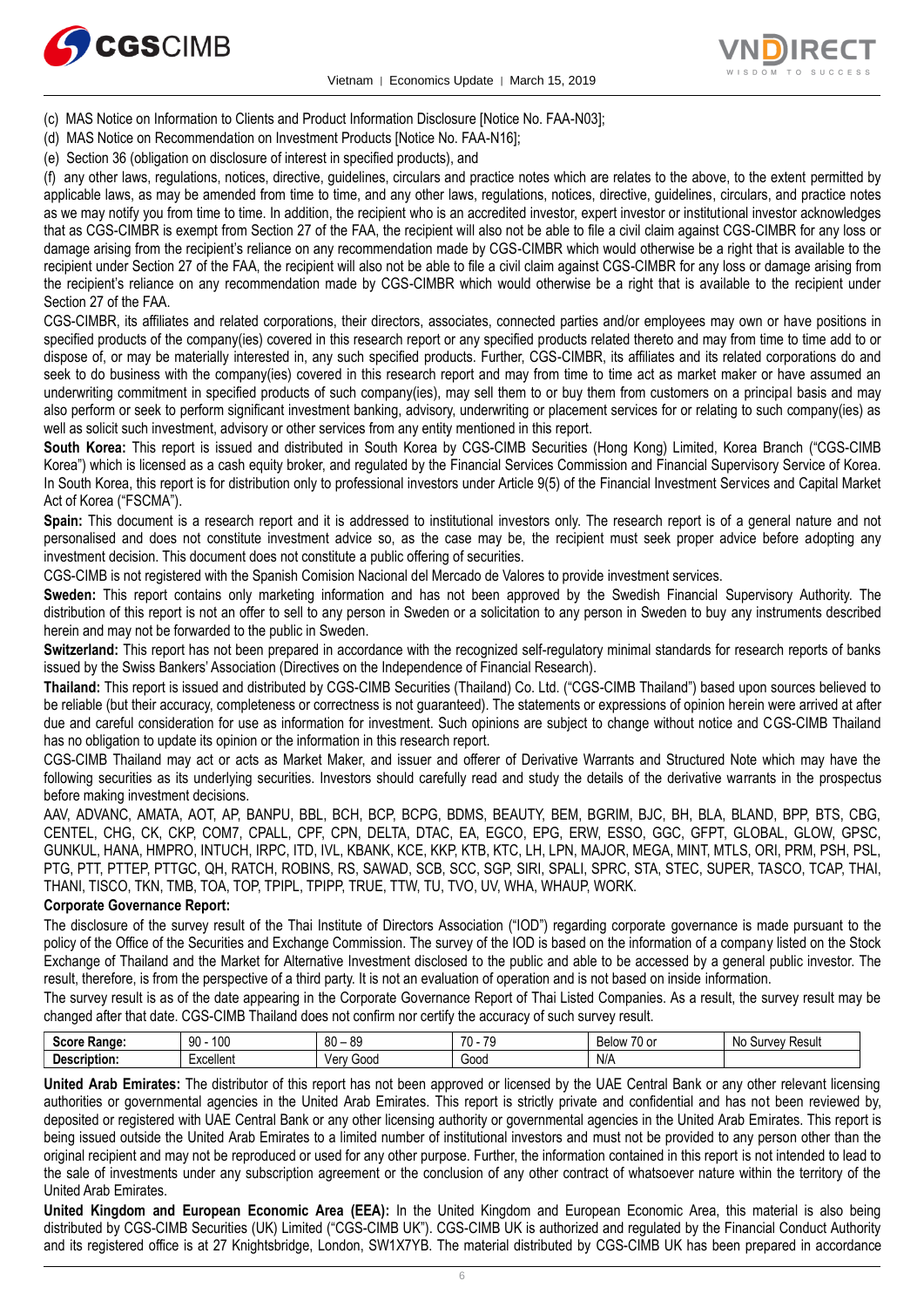(c) MAS Notice on Information to Clients and Product Information Disclosure [Notice No. FAA-N03];

(d) MAS Notice on Recommendation on Investment Products [Notice No. FAA-N16];

(e) Section 36 (obligation on disclosure of interest in specified products), and

(f) any other laws, regulations, notices, directive, guidelines, circulars and practice notes which are relates to the above, to the extent permitted by applicable laws, as may be amended from time to time, and any other laws, regulations, notices, directive, guidelines, circulars, and practice notes as we may notify you from time to time. In addition, the recipient who is an accredited investor, expert investor or institutional investor acknowledges that as CGS-CIMBR is exempt from Section 27 of the FAA, the recipient will also not be able to file a civil claim against CGS-CIMBR for any loss or damage arising from the recipient's reliance on any recommendation made by CGS-CIMBR which would otherwise be a right that is available to the recipient under Section 27 of the FAA, the recipient will also not be able to file a civil claim against CGS-CIMBR for any loss or damage arising from the recipient's reliance on any recommendation made by CGS-CIMBR which would otherwise be a right that is available to the recipient under Section 27 of the FAA.

CGS-CIMBR, its affiliates and related corporations, their directors, associates, connected parties and/or employees may own or have positions in specified products of the company(ies) covered in this research report or any specified products related thereto and may from time to time add to or dispose of, or may be materially interested in, any such specified products. Further, CGS-CIMBR, its affiliates and its related corporations do and seek to do business with the company(ies) covered in this research report and may from time to time act as market maker or have assumed an underwriting commitment in specified products of such company(ies), may sell them to or buy them from customers on a principal basis and may also perform or seek to perform significant investment banking, advisory, underwriting or placement services for or relating to such company(ies) as well as solicit such investment, advisory or other services from any entity mentioned in this report.

**South Korea:** This report is issued and distributed in South Korea by CGS-CIMB Securities (Hong Kong) Limited, Korea Branch ("CGS-CIMB Korea") which is licensed as a cash equity broker, and regulated by the Financial Services Commission and Financial Supervisory Service of Korea. In South Korea, this report is for distribution only to professional investors under Article 9(5) of the Financial Investment Services and Capital Market Act of Korea ("FSCMA").

**Spain:** This document is a research report and it is addressed to institutional investors only. The research report is of a general nature and not personalised and does not constitute investment advice so, as the case may be, the recipient must seek proper advice before adopting any investment decision. This document does not constitute a public offering of securities.

CGS-CIMB is not registered with the Spanish Comision Nacional del Mercado de Valores to provide investment services.

**Sweden:** This report contains only marketing information and has not been approved by the Swedish Financial Supervisory Authority. The distribution of this report is not an offer to sell to any person in Sweden or a solicitation to any person in Sweden to buy any instruments described herein and may not be forwarded to the public in Sweden.

**Switzerland:** This report has not been prepared in accordance with the recognized self-regulatory minimal standards for research reports of banks issued by the Swiss Bankers' Association (Directives on the Independence of Financial Research).

**Thailand:** This report is issued and distributed by CGS-CIMB Securities (Thailand) Co. Ltd. ("CGS-CIMB Thailand") based upon sources believed to be reliable (but their accuracy, completeness or correctness is not guaranteed). The statements or expressions of opinion herein were arrived at after due and careful consideration for use as information for investment. Such opinions are subject to change without notice and CGS-CIMB Thailand has no obligation to update its opinion or the information in this research report.

CGS-CIMB Thailand may act or acts as Market Maker, and issuer and offerer of Derivative Warrants and Structured Note which may have the following securities as its underlying securities. Investors should carefully read and study the details of the derivative warrants in the prospectus before making investment decisions.

AAV, ADVANC, AMATA, AOT, AP, BANPU, BBL, BCH, BCP, BCPG, BDMS, BEAUTY, BEM, BGRIM, BJC, BH, BLA, BLAND, BPP, BTS, CBG, CENTEL, CHG, CK, CKP, COM7, CPALL, CPF, CPN, DELTA, DTAC, EA, EGCO, EPG, ERW, ESSO, GGC, GFPT, GLOBAL, GLOW, GPSC, GUNKUL, HANA, HMPRO, INTUCH, IRPC, ITD, IVL, KBANK, KCE, KKP, KTB, KTC, LH, LPN, MAJOR, MEGA, MINT, MTLS, ORI, PRM, PSH, PSL, PTG, PTT, PTTEP, PTTGC, QH, RATCH, ROBINS, RS, SAWAD, SCB, SCC, SGP, SIRI, SPALI, SPRC, STA, STEC, SUPER, TASCO, TCAP, THAI, THANI, TISCO, TKN, TMB, TOA, TOP, TPIPL, TPIPP, TRUE, TTW, TU, TVO, UV, WHA, WHAUP, WORK.

**Corporate Governance Report:**

The disclosure of the survey result of the Thai Institute of Directors Association ("IOD") regarding corporate governance is made pursuant to the policy of the Office of the Securities and Exchange Commission. The survey of the IOD is based on the information of a company listed on the Stock Exchange of Thailand and the Market for Alternative Investment disclosed to the public and able to be accessed by a general public investor. The result, therefore, is from the perspective of a third party. It is not an evaluation of operation and is not based on inside information.

The survey result is as of the date appearing in the Corporate Governance Report of Thai Listed Companies. As a result, the survey result may be changed after that date. CGS-CIMB Thailand does not confirm nor certify the accuracy of such survey result.

| **Score Range:** | 90 - 100 | 80 – 89 | 70 - 79 | Below 70 or | No Survey Result |
|---|---|---|---|---|---|
| **Description:** | Excellent | Very Good | Good | N/A | |

**United Arab Emirates:** The distributor of this report has not been approved or licensed by the UAE Central Bank or any other relevant licensing authorities or governmental agencies in the United Arab Emirates. This report is strictly private and confidential and has not been reviewed by, deposited or registered with UAE Central Bank or any other licensing authority or governmental agencies in the United Arab Emirates. This report is being issued outside the United Arab Emirates to a limited number of institutional investors and must not be provided to any person other than the original recipient and may not be reproduced or used for any other purpose. Further, the information contained in this report is not intended to lead to the sale of investments under any subscription agreement or the conclusion of any other contract of whatsoever nature within the territory of the United Arab Emirates.

**United Kingdom and European Economic Area (EEA):** In the United Kingdom and European Economic Area, this material is also being distributed by CGS-CIMB Securities (UK) Limited ("CGS-CIMB UK"). CGS-CIMB UK is authorized and regulated by the Financial Conduct Authority and its registered office is at 27 Knightsbridge, London, SW1X7YB. The material distributed by CGS-CIMB UK has been prepared in accordance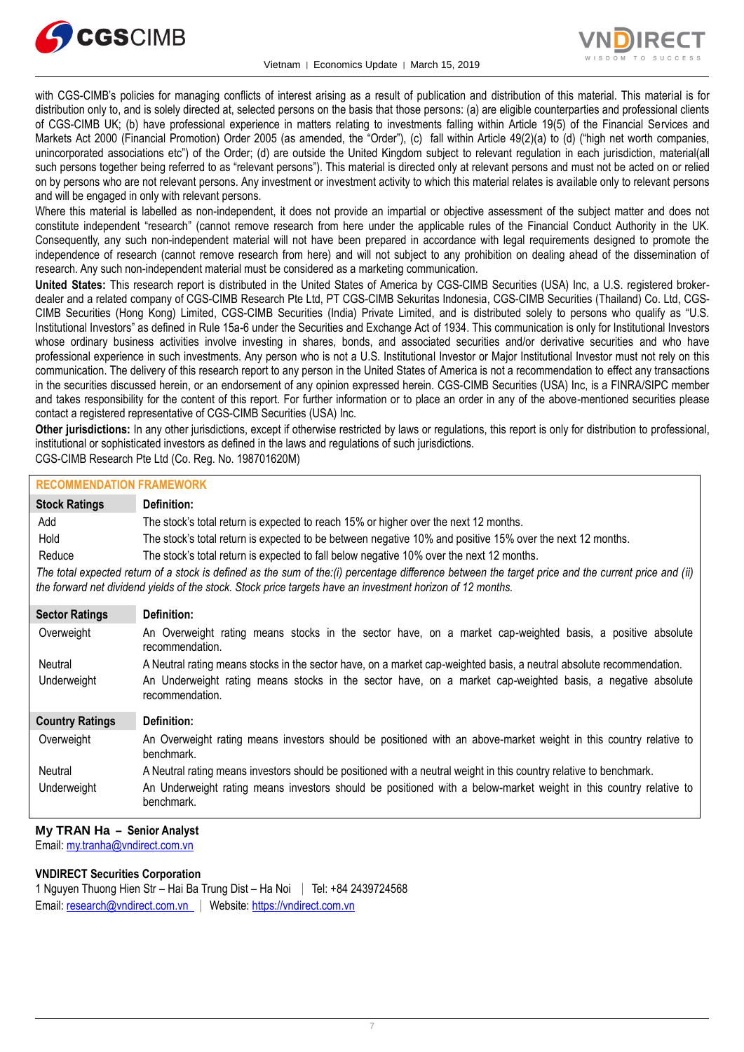with CGS-CIMB's policies for managing conflicts of interest arising as a result of publication and distribution of this material. This material is for distribution only to, and is solely directed at, selected persons on the basis that those persons: (a) are eligible counterparties and professional clients of CGS-CIMB UK; (b) have professional experience in matters relating to investments falling within Article 19(5) of the Financial Services and Markets Act 2000 (Financial Promotion) Order 2005 (as amended, the "Order"), (c) fall within Article 49(2)(a) to (d) ("high net worth companies, unincorporated associations etc") of the Order; (d) are outside the United Kingdom subject to relevant regulation in each jurisdiction, material(all such persons together being referred to as "relevant persons"). This material is directed only at relevant persons and must not be acted on or relied on by persons who are not relevant persons. Any investment or investment activity to which this material relates is available only to relevant persons and will be engaged in only with relevant persons.

Where this material is labelled as non-independent, it does not provide an impartial or objective assessment of the subject matter and does not constitute independent "research" (cannot remove research from here under the applicable rules of the Financial Conduct Authority in the UK. Consequently, any such non-independent material will not have been prepared in accordance with legal requirements designed to promote the independence of research (cannot remove research from here) and will not subject to any prohibition on dealing ahead of the dissemination of research. Any such non-independent material must be considered as a marketing communication.

**United States:** This research report is distributed in the United States of America by CGS-CIMB Securities (USA) Inc, a U.S. registered broker-dealer and a related company of CGS-CIMB Research Pte Ltd, PT CGS-CIMB Sekuritas Indonesia, CGS-CIMB Securities (Thailand) Co. Ltd, CGS-CIMB Securities (Hong Kong) Limited, CGS-CIMB Securities (India) Private Limited, and is distributed solely to persons who qualify as "U.S. Institutional Investors" as defined in Rule 15a-6 under the Securities and Exchange Act of 1934. This communication is only for Institutional Investors whose ordinary business activities involve investing in shares, bonds, and associated securities and/or derivative securities and who have professional experience in such investments. Any person who is not a U.S. Institutional Investor or Major Institutional Investor must not rely on this communication. The delivery of this research report to any person in the United States of America is not a recommendation to effect any transactions in the securities discussed herein, or an endorsement of any opinion expressed herein. CGS-CIMB Securities (USA) Inc, is a FINRA/SIPC member and takes responsibility for the content of this report. For further information or to place an order in any of the above-mentioned securities please contact a registered representative of CGS-CIMB Securities (USA) Inc.

**Other jurisdictions:** In any other jurisdictions, except if otherwise restricted by laws or regulations, this report is only for distribution to professional, institutional or sophisticated investors as defined in the laws and regulations of such jurisdictions.

CGS-CIMB Research Pte Ltd (Co. Reg. No. 198701620M)

## RECOMMENDATION FRAMEWORK

| Stock Ratings | Definition: |
|---|---|
| Add | The stock's total return is expected to reach 15% or higher over the next 12 months. |
| Hold | The stock's total return is expected to be between negative 10% and positive 15% over the next 12 months. |
| Reduce | The stock's total return is expected to fall below negative 10% over the next 12 months. |

*The total expected return of a stock is defined as the sum of the:(i) percentage difference between the target price and the current price and (ii) the forward net dividend yields of the stock. Stock price targets have an investment horizon of 12 months.*

| Sector Ratings | Definition: |
|---|---|
| Overweight | An Overweight rating means stocks in the sector have, on a market cap-weighted basis, a positive absolute recommendation. |
| Neutral | A Neutral rating means stocks in the sector have, on a market cap-weighted basis, a neutral absolute recommendation. |
| Underweight | An Underweight rating means stocks in the sector have, on a market cap-weighted basis, a negative absolute recommendation. |

| Country Ratings | Definition: |
|---|---|
| Overweight | An Overweight rating means investors should be positioned with an above-market weight in this country relative to benchmark. |
| Neutral | A Neutral rating means investors should be positioned with a neutral weight in this country relative to benchmark. |
| Underweight | An Underweight rating means investors should be positioned with a below-market weight in this country relative to benchmark. |

**My TRAN Ha – Senior Analyst**
Email: my.tranha@vndirect.com.vn

**VNDIRECT Securities Corporation**
1 Nguyen Thuong Hien Str – Hai Ba Trung Dist – Ha Noi | Tel: +84 2439724568
Email: research@vndirect.com.vn | Website: https://vndirect.com.vn